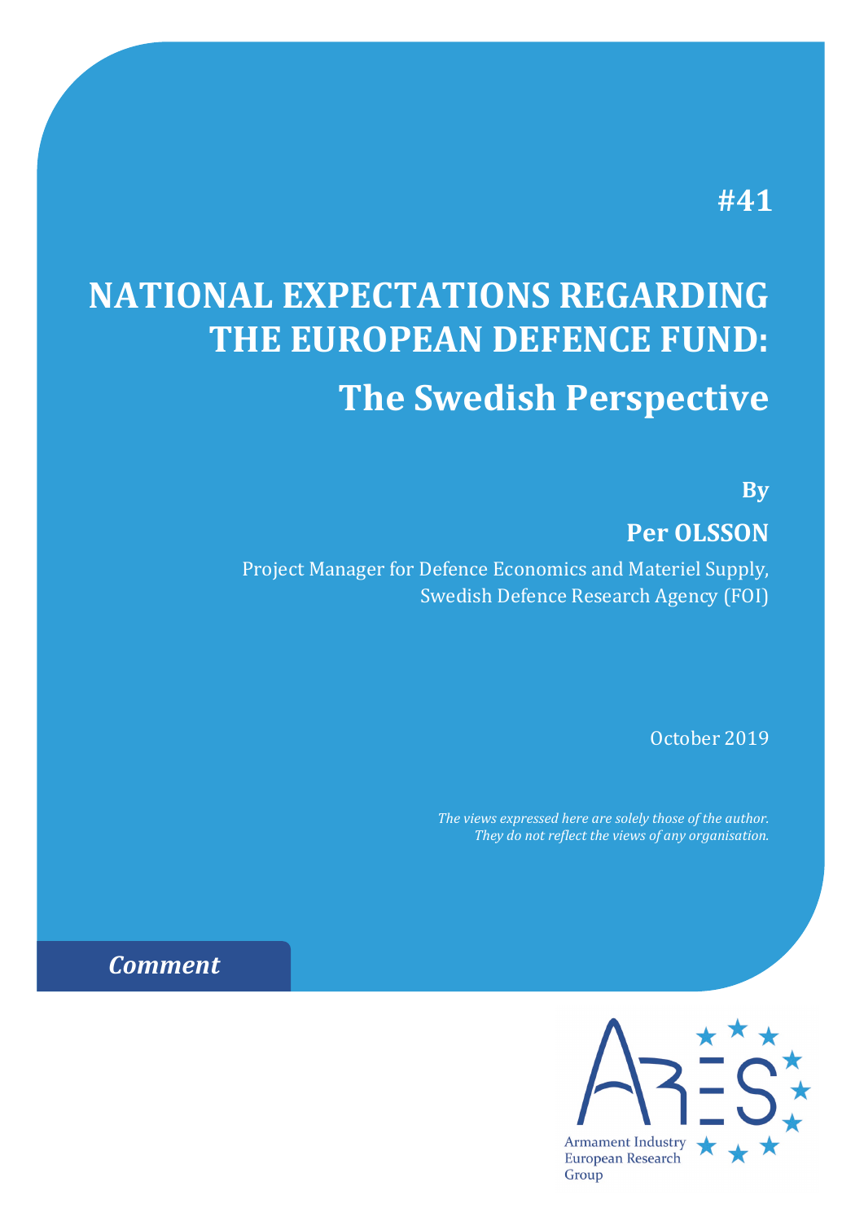#41

# NATIONAL EXPECTATIONS REGARDING THE EUROPEAN DEFENCE FUND:

## The Swedish Perspective

**By**

**Per OLSSON**

Project Manager for Defence Economics and Materiel Supply, Swedish Defence Research Agency (FOI)

October 2019

*The views expressed here are solely those of the author. They do not reflect the views of any organisation.*

***Comment***

Armament Industry European Research Group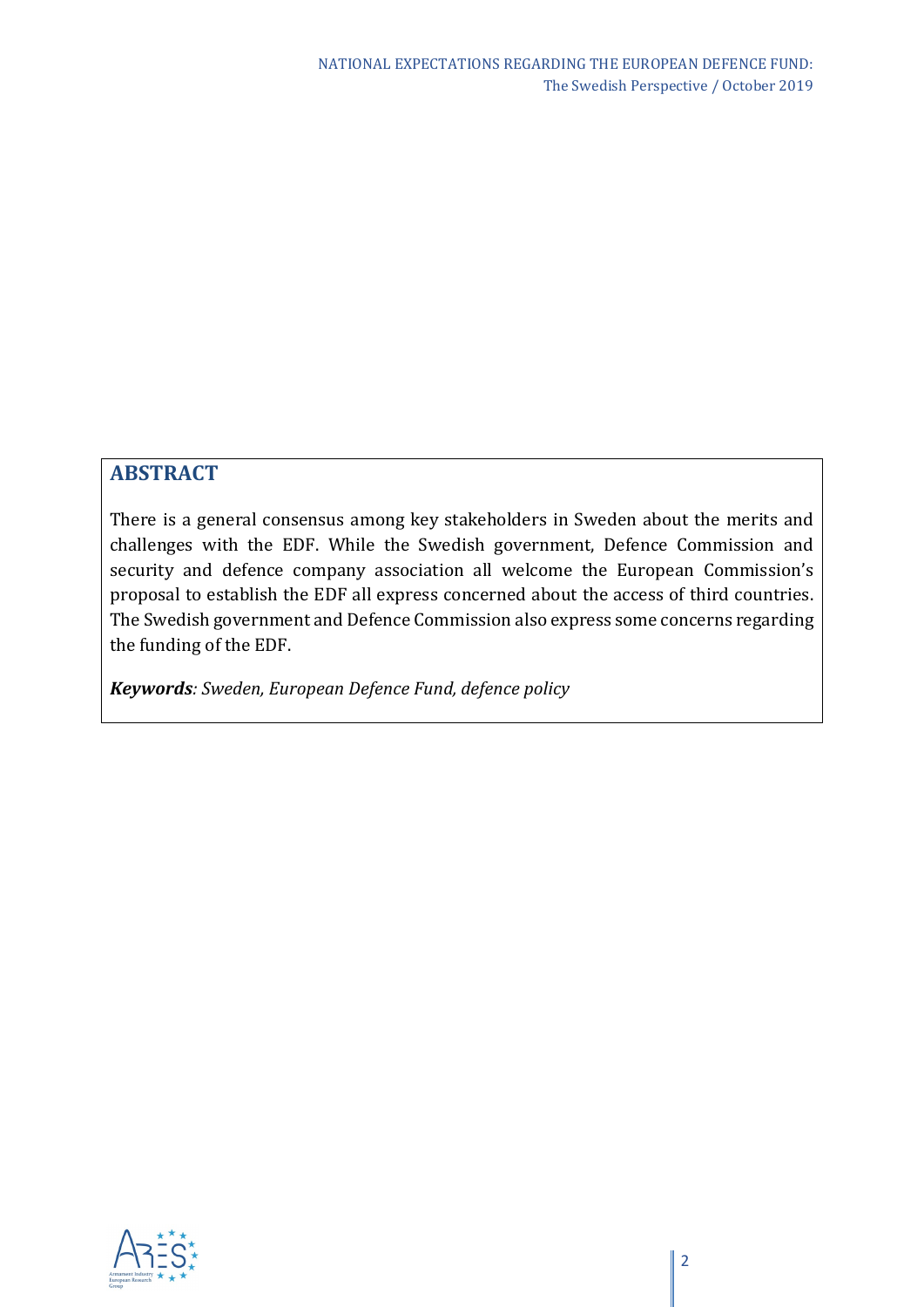## ABSTRACT

There is a general consensus among key stakeholders in Sweden about the merits and challenges with the EDF. While the Swedish government, Defence Commission and security and defence company association all welcome the European Commission's proposal to establish the EDF all express concerned about the access of third countries. The Swedish government and Defence Commission also express some concerns regarding the funding of the EDF.

***Keywords****: Sweden, European Defence Fund, defence policy*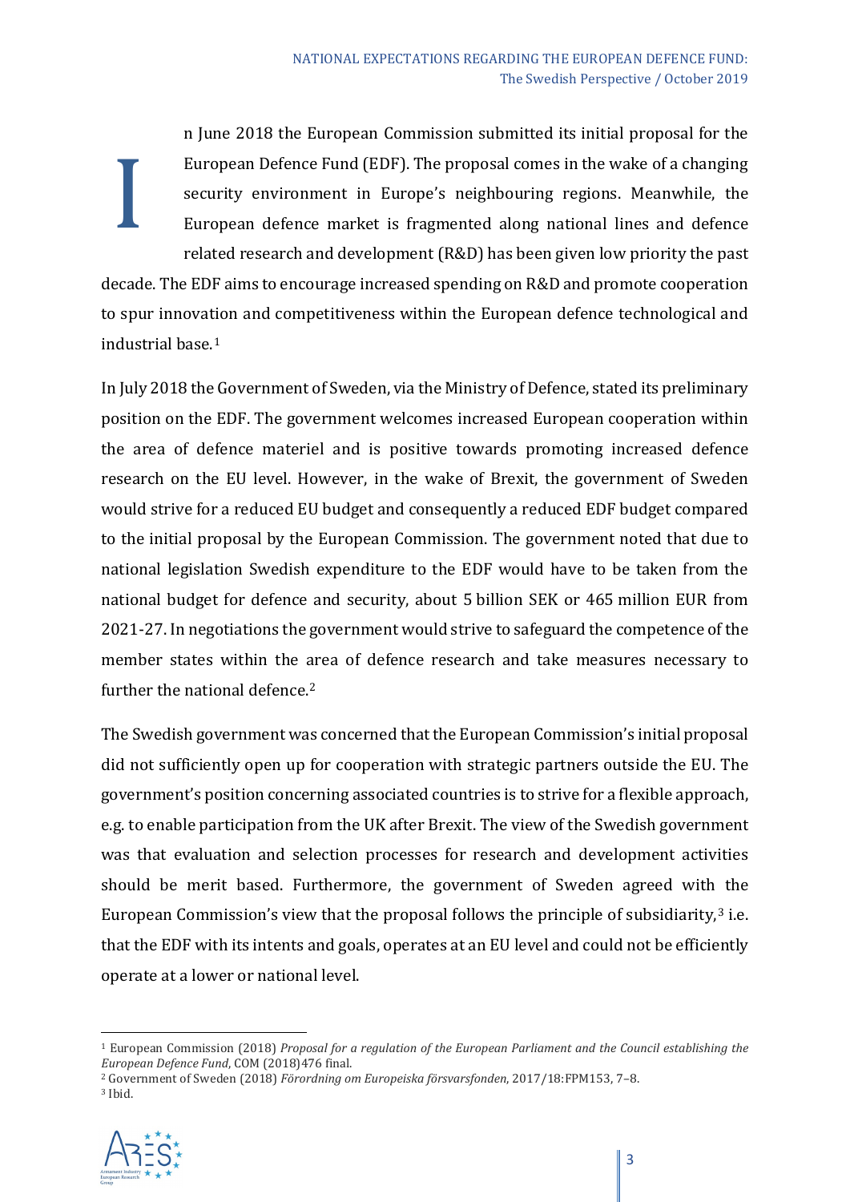In June 2018 the European Commission submitted its initial proposal for the European Defence Fund (EDF). The proposal comes in the wake of a changing security environment in Europe's neighbouring regions. Meanwhile, the European defence market is fragmented along national lines and defence related research and development (R&D) has been given low priority the past decade. The EDF aims to encourage increased spending on R&D and promote cooperation to spur innovation and competitiveness within the European defence technological and industrial base.[1]

In July 2018 the Government of Sweden, via the Ministry of Defence, stated its preliminary position on the EDF. The government welcomes increased European cooperation within the area of defence materiel and is positive towards promoting increased defence research on the EU level. However, in the wake of Brexit, the government of Sweden would strive for a reduced EU budget and consequently a reduced EDF budget compared to the initial proposal by the European Commission. The government noted that due to national legislation Swedish expenditure to the EDF would have to be taken from the national budget for defence and security, about 5 billion SEK or 465 million EUR from 2021-27. In negotiations the government would strive to safeguard the competence of the member states within the area of defence research and take measures necessary to further the national defence.[2]

The Swedish government was concerned that the European Commission's initial proposal did not sufficiently open up for cooperation with strategic partners outside the EU. The government's position concerning associated countries is to strive for a flexible approach, e.g. to enable participation from the UK after Brexit. The view of the Swedish government was that evaluation and selection processes for research and development activities should be merit based. Furthermore, the government of Sweden agreed with the European Commission's view that the proposal follows the principle of subsidiarity,[3] i.e. that the EDF with its intents and goals, operates at an EU level and could not be efficiently operate at a lower or national level.

---

[1] European Commission (2018) *Proposal for a regulation of the European Parliament and the Council establishing the European Defence Fund*, COM (2018)476 final.

[2] Government of Sweden (2018) *Förordning om Europeiska försvarsfonden*, 2017/18:FPM153, 7–8.

[3] Ibid.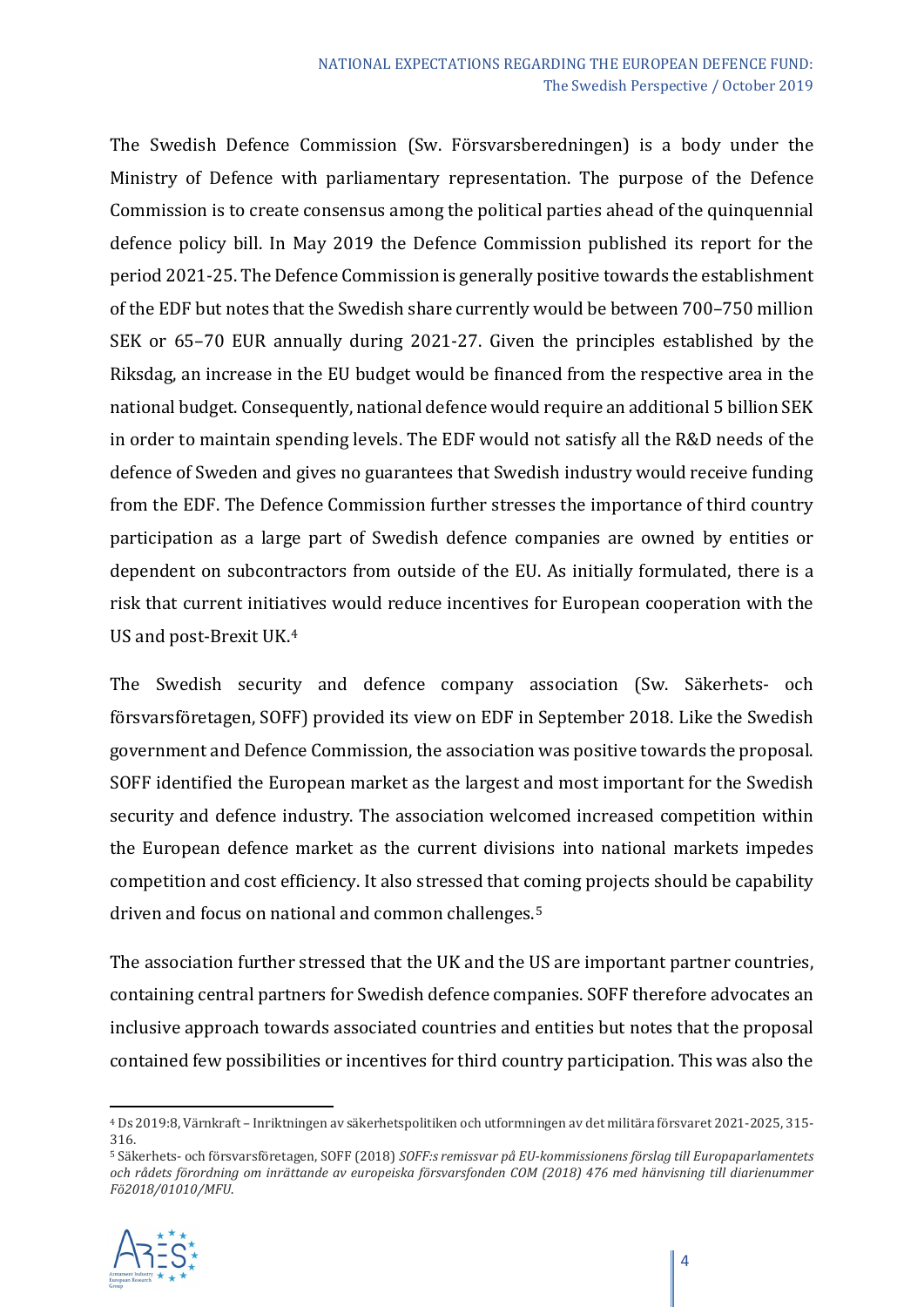The Swedish Defence Commission (Sw. Försvarsberedningen) is a body under the Ministry of Defence with parliamentary representation. The purpose of the Defence Commission is to create consensus among the political parties ahead of the quinquennial defence policy bill. In May 2019 the Defence Commission published its report for the period 2021-25. The Defence Commission is generally positive towards the establishment of the EDF but notes that the Swedish share currently would be between 700–750 million SEK or 65–70 EUR annually during 2021-27. Given the principles established by the Riksdag, an increase in the EU budget would be financed from the respective area in the national budget. Consequently, national defence would require an additional 5 billion SEK in order to maintain spending levels. The EDF would not satisfy all the R&D needs of the defence of Sweden and gives no guarantees that Swedish industry would receive funding from the EDF. The Defence Commission further stresses the importance of third country participation as a large part of Swedish defence companies are owned by entities or dependent on subcontractors from outside of the EU. As initially formulated, there is a risk that current initiatives would reduce incentives for European cooperation with the US and post-Brexit UK.[4]

The Swedish security and defence company association (Sw. Säkerhets- och försvarsföretagen, SOFF) provided its view on EDF in September 2018. Like the Swedish government and Defence Commission, the association was positive towards the proposal. SOFF identified the European market as the largest and most important for the Swedish security and defence industry. The association welcomed increased competition within the European defence market as the current divisions into national markets impedes competition and cost efficiency. It also stressed that coming projects should be capability driven and focus on national and common challenges.[5]

The association further stressed that the UK and the US are important partner countries, containing central partners for Swedish defence companies. SOFF therefore advocates an inclusive approach towards associated countries and entities but notes that the proposal contained few possibilities or incentives for third country participation. This was also the

---

[4] Ds 2019:8, Värnkraft – Inriktningen av säkerhetspolitiken och utformningen av det militära försvaret 2021-2025, 315-316.

[5] Säkerhets- och försvarsföretagen, SOFF (2018) *SOFF:s remissvar på EU-kommissionens förslag till Europaparlamentets och rådets förordning om inrättande av europeiska försvarsfonden COM (2018) 476 med hänvisning till diarienummer Fö2018/01010/MFU*.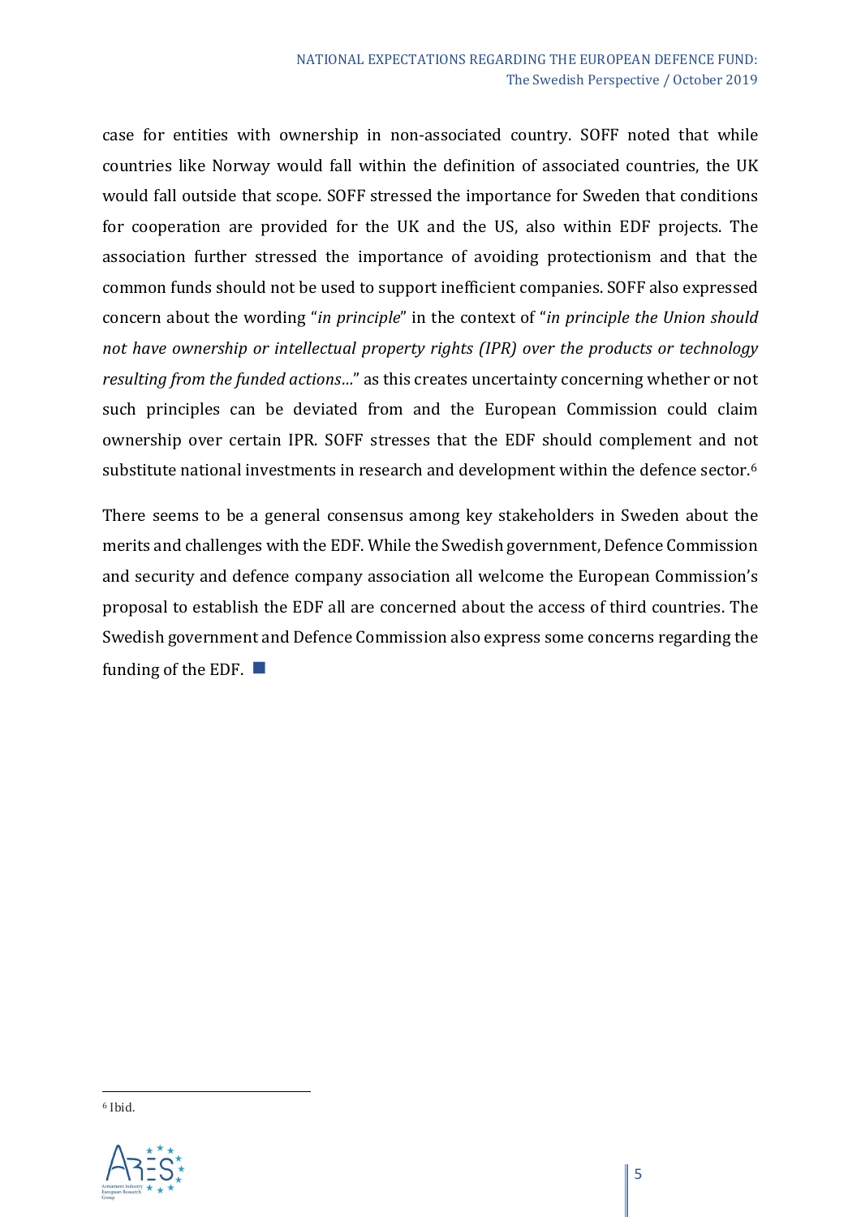case for entities with ownership in non-associated country. SOFF noted that while countries like Norway would fall within the definition of associated countries, the UK would fall outside that scope. SOFF stressed the importance for Sweden that conditions for cooperation are provided for the UK and the US, also within EDF projects. The association further stressed the importance of avoiding protectionism and that the common funds should not be used to support inefficient companies. SOFF also expressed concern about the wording "*in principle*" in the context of "*in principle the Union should not have ownership or intellectual property rights (IPR) over the products or technology resulting from the funded actions…*" as this creates uncertainty concerning whether or not such principles can be deviated from and the European Commission could claim ownership over certain IPR. SOFF stresses that the EDF should complement and not substitute national investments in research and development within the defence sector.[6]

There seems to be a general consensus among key stakeholders in Sweden about the merits and challenges with the EDF. While the Swedish government, Defence Commission and security and defence company association all welcome the European Commission's proposal to establish the EDF all are concerned about the access of third countries. The Swedish government and Defence Commission also express some concerns regarding the funding of the EDF. ■

[6] Ibid.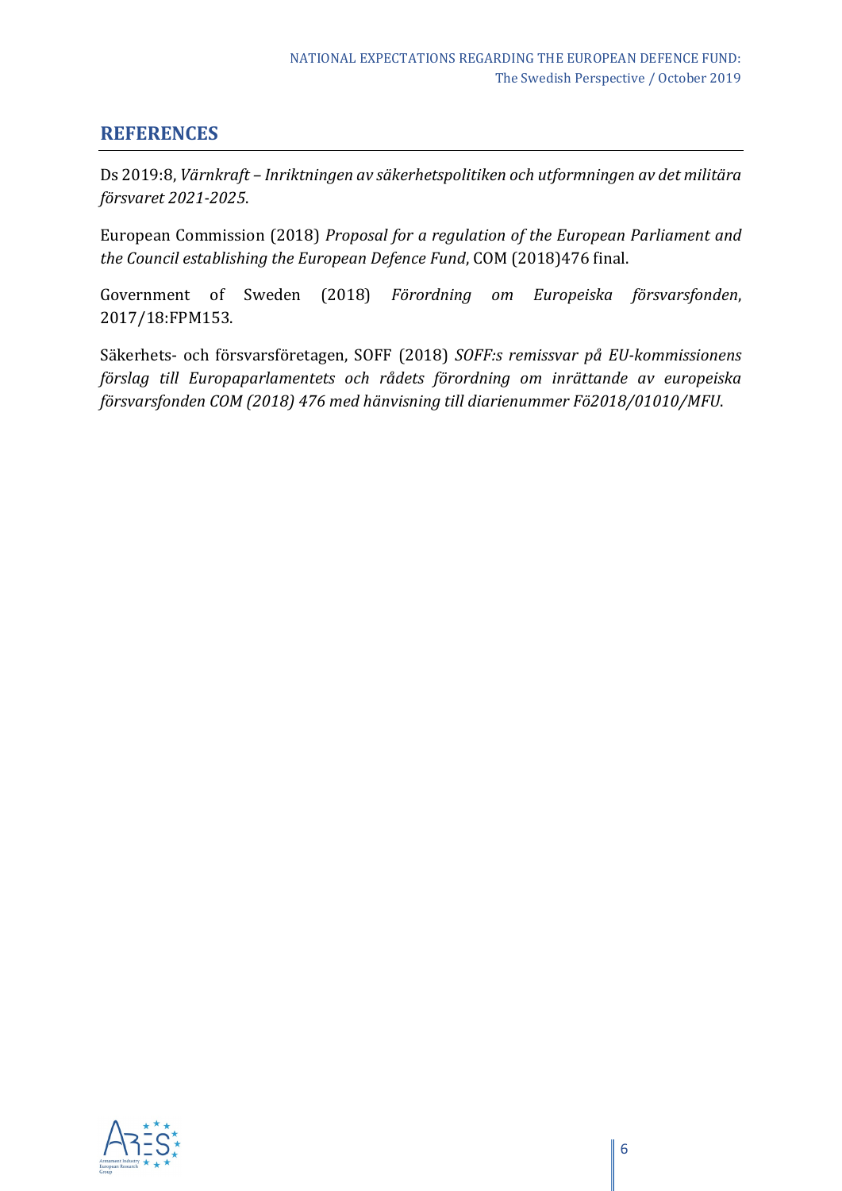## REFERENCES

Ds 2019:8, *Värnkraft – Inriktningen av säkerhetspolitiken och utformningen av det militära försvaret 2021-2025*.

European Commission (2018) *Proposal for a regulation of the European Parliament and the Council establishing the European Defence Fund*, COM (2018)476 final.

Government of Sweden (2018) *Förordning om Europeiska försvarsfonden*, 2017/18:FPM153.

Säkerhets- och försvarsföretagen, SOFF (2018) *SOFF:s remissvar på EU-kommissionens förslag till Europaparlamentets och rådets förordning om inrättande av europeiska försvarsfonden COM (2018) 476 med hänvisning till diarienummer Fö2018/01010/MFU*.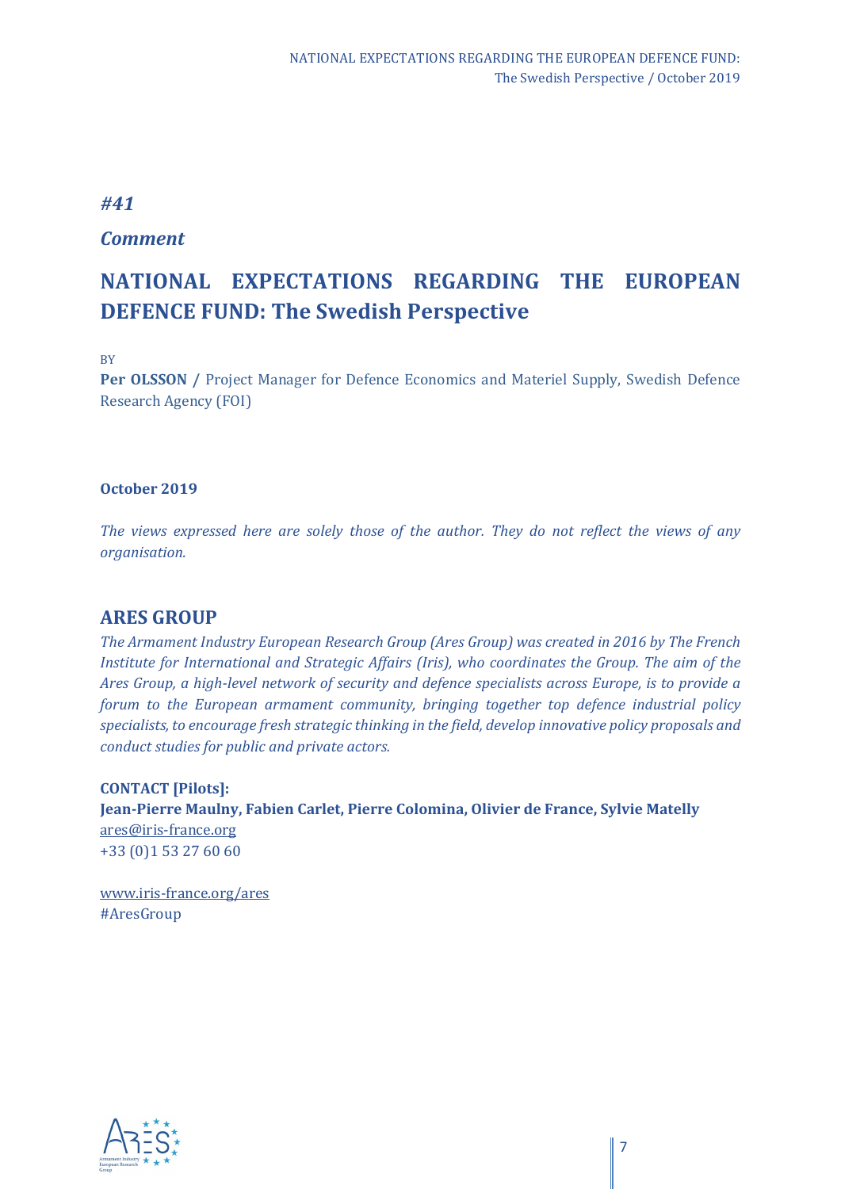*#41*

*Comment*

# NATIONAL EXPECTATIONS REGARDING THE EUROPEAN DEFENCE FUND: The Swedish Perspective

BY

**Per OLSSON /** Project Manager for Defence Economics and Materiel Supply, Swedish Defence Research Agency (FOI)

**October 2019**

*The views expressed here are solely those of the author. They do not reflect the views of any organisation.*

## ARES GROUP

*The Armament Industry European Research Group (Ares Group) was created in 2016 by The French Institute for International and Strategic Affairs (Iris), who coordinates the Group. The aim of the Ares Group, a high-level network of security and defence specialists across Europe, is to provide a forum to the European armament community, bringing together top defence industrial policy specialists, to encourage fresh strategic thinking in the field, develop innovative policy proposals and conduct studies for public and private actors.*

**CONTACT [Pilots]:**
**Jean-Pierre Maulny, Fabien Carlet, Pierre Colomina, Olivier de France, Sylvie Matelly**
ares@iris-france.org
+33 (0)1 53 27 60 60

www.iris-france.org/ares
#AresGroup